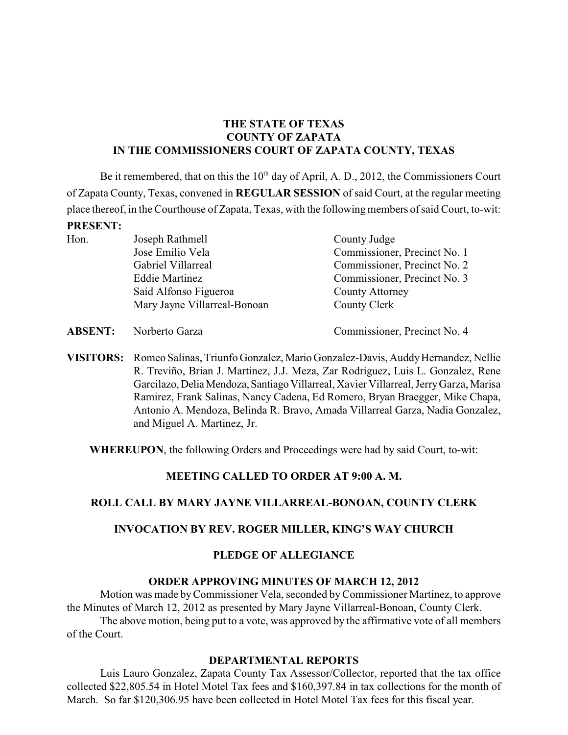**THE STATE OF TEXAS**
**COUNTY OF ZAPATA**
**IN THE COMMISSIONERS COURT OF ZAPATA COUNTY, TEXAS**

Be it remembered, that on this the 10th day of April, A. D., 2012, the Commissioners Court of Zapata County, Texas, convened in **REGULAR SESSION** of said Court, at the regular meeting place thereof, in the Courthouse of Zapata, Texas, with the following members of said Court, to-wit:

**PRESENT:**

| | | |
|---|---|---|
| Hon. | Joseph Rathmell | County Judge |
| | Jose Emilio Vela | Commissioner, Precinct No. 1 |
| | Gabriel Villarreal | Commissioner, Precinct No. 2 |
| | Eddie Martinez | Commissioner, Precinct No. 3 |
| | Saíd Alfonso Figueroa | County Attorney |
| | Mary Jayne Villarreal-Bonoan | County Clerk |

**ABSENT:** Norberto Garza — Commissioner, Precinct No. 4

**VISITORS:** Romeo Salinas, Triunfo Gonzalez, Mario Gonzalez-Davis, Auddy Hernandez, Nellie R. Treviño, Brian J. Martinez, J.J. Meza, Zar Rodriguez, Luis L. Gonzalez, Rene Garcilazo, Delia Mendoza, Santiago Villarreal, Xavier Villarreal, Jerry Garza, Marisa Ramirez, Frank Salinas, Nancy Cadena, Ed Romero, Bryan Braegger, Mike Chapa, Antonio A. Mendoza, Belinda R. Bravo, Amada Villarreal Garza, Nadia Gonzalez, and Miguel A. Martinez, Jr.

**WHEREUPON**, the following Orders and Proceedings were had by said Court, to-wit:

**MEETING CALLED TO ORDER AT 9:00 A. M.**

**ROLL CALL BY MARY JAYNE VILLARREAL-BONOAN, COUNTY CLERK**

**INVOCATION BY REV. ROGER MILLER, KING'S WAY CHURCH**

**PLEDGE OF ALLEGIANCE**

**ORDER APPROVING MINUTES OF MARCH 12, 2012**

Motion was made by Commissioner Vela, seconded by Commissioner Martinez, to approve the Minutes of March 12, 2012 as presented by Mary Jayne Villarreal-Bonoan, County Clerk.

The above motion, being put to a vote, was approved by the affirmative vote of all members of the Court.

**DEPARTMENTAL REPORTS**

Luis Lauro Gonzalez, Zapata County Tax Assessor/Collector, reported that the tax office collected $22,805.54 in Hotel Motel Tax fees and $160,397.84 in tax collections for the month of March. So far $120,306.95 have been collected in Hotel Motel Tax fees for this fiscal year.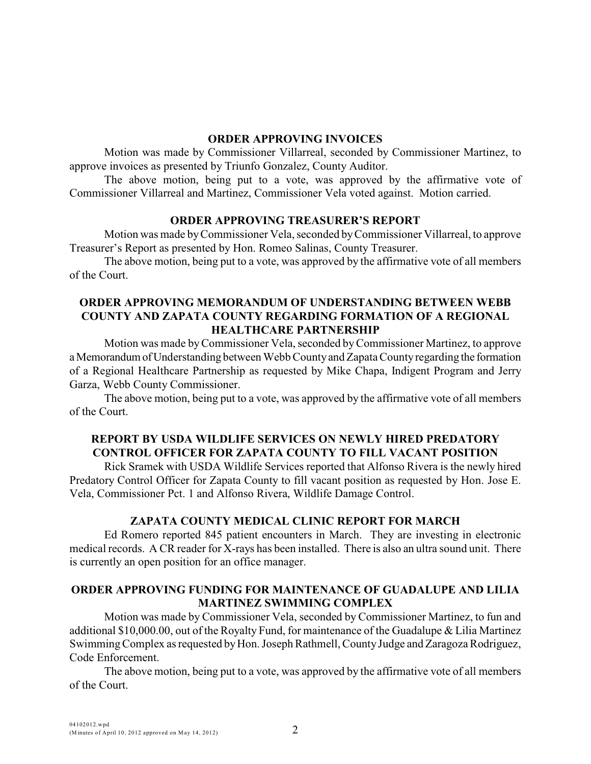## ORDER APPROVING INVOICES

Motion was made by Commissioner Villarreal, seconded by Commissioner Martinez, to approve invoices as presented by Triunfo Gonzalez, County Auditor.

The above motion, being put to a vote, was approved by the affirmative vote of Commissioner Villarreal and Martinez, Commissioner Vela voted against. Motion carried.

## ORDER APPROVING TREASURER'S REPORT

Motion was made by Commissioner Vela, seconded by Commissioner Villarreal, to approve Treasurer's Report as presented by Hon. Romeo Salinas, County Treasurer.

The above motion, being put to a vote, was approved by the affirmative vote of all members of the Court.

## ORDER APPROVING MEMORANDUM OF UNDERSTANDING BETWEEN WEBB COUNTY AND ZAPATA COUNTY REGARDING FORMATION OF A REGIONAL HEALTHCARE PARTNERSHIP

Motion was made by Commissioner Vela, seconded by Commissioner Martinez, to approve a Memorandum of Understanding between Webb County and Zapata County regarding the formation of a Regional Healthcare Partnership as requested by Mike Chapa, Indigent Program and Jerry Garza, Webb County Commissioner.

The above motion, being put to a vote, was approved by the affirmative vote of all members of the Court.

## REPORT BY USDA WILDLIFE SERVICES ON NEWLY HIRED PREDATORY CONTROL OFFICER FOR ZAPATA COUNTY TO FILL VACANT POSITION

Rick Sramek with USDA Wildlife Services reported that Alfonso Rivera is the newly hired Predatory Control Officer for Zapata County to fill vacant position as requested by Hon. Jose E. Vela, Commissioner Pct. 1 and Alfonso Rivera, Wildlife Damage Control.

## ZAPATA COUNTY MEDICAL CLINIC REPORT FOR MARCH

Ed Romero reported 845 patient encounters in March. They are investing in electronic medical records. A CR reader for X-rays has been installed. There is also an ultra sound unit. There is currently an open position for an office manager.

## ORDER APPROVING FUNDING FOR MAINTENANCE OF GUADALUPE AND LILIA MARTINEZ SWIMMING COMPLEX

Motion was made by Commissioner Vela, seconded by Commissioner Martinez, to fun and additional $10,000.00, out of the Royalty Fund, for maintenance of the Guadalupe & Lilia Martinez Swimming Complex as requested by Hon. Joseph Rathmell, County Judge and Zaragoza Rodriguez, Code Enforcement.

The above motion, being put to a vote, was approved by the affirmative vote of all members of the Court.

04102012.wpd
(Minutes of April 10, 2012 approved on May 14, 2012)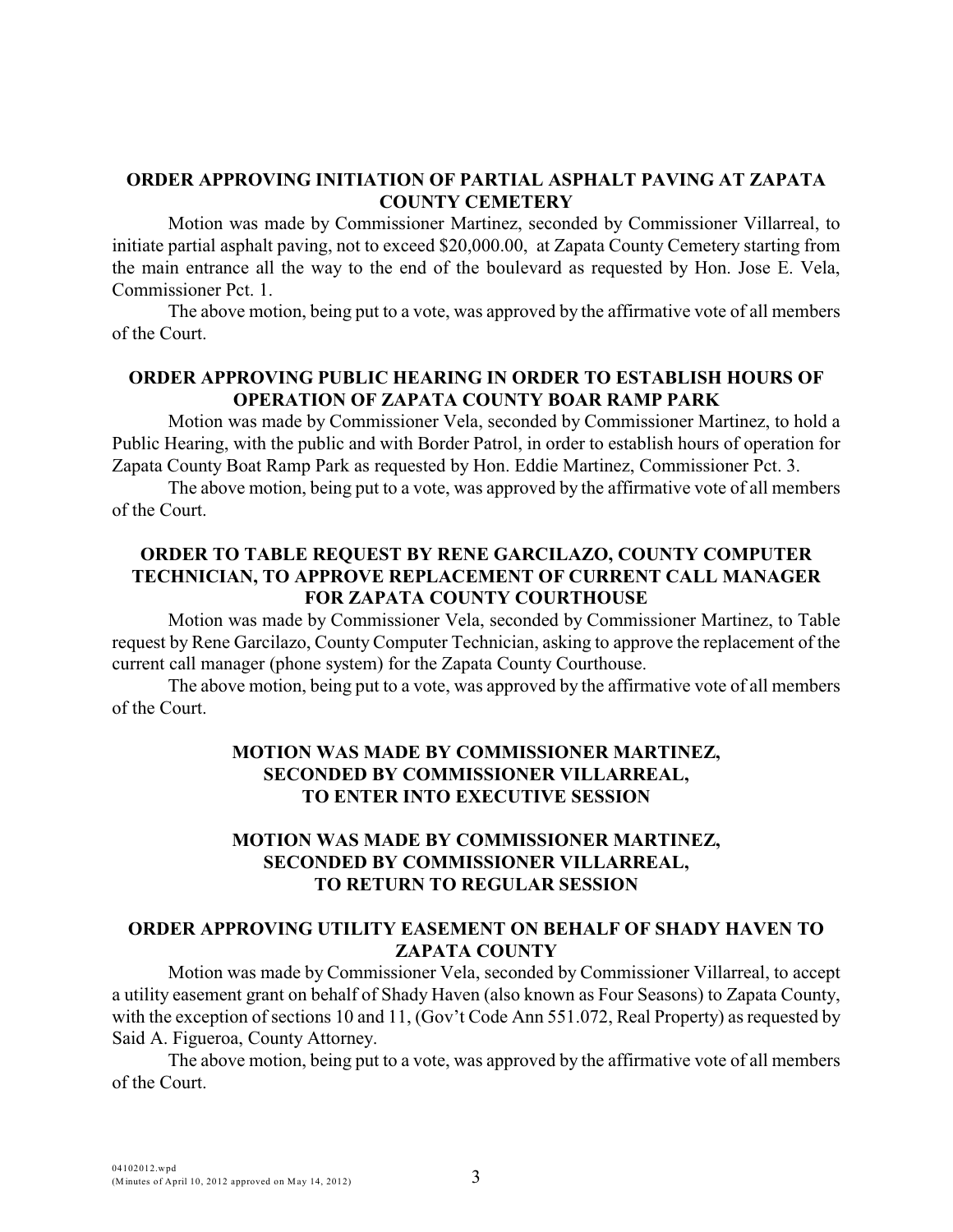## ORDER APPROVING INITIATION OF PARTIAL ASPHALT PAVING AT ZAPATA COUNTY CEMETERY

Motion was made by Commissioner Martinez, seconded by Commissioner Villarreal, to initiate partial asphalt paving, not to exceed $20,000.00, at Zapata County Cemetery starting from the main entrance all the way to the end of the boulevard as requested by Hon. Jose E. Vela, Commissioner Pct. 1.

The above motion, being put to a vote, was approved by the affirmative vote of all members of the Court.

## ORDER APPROVING PUBLIC HEARING IN ORDER TO ESTABLISH HOURS OF OPERATION OF ZAPATA COUNTY BOAR RAMP PARK

Motion was made by Commissioner Vela, seconded by Commissioner Martinez, to hold a Public Hearing, with the public and with Border Patrol, in order to establish hours of operation for Zapata County Boat Ramp Park as requested by Hon. Eddie Martinez, Commissioner Pct. 3.

The above motion, being put to a vote, was approved by the affirmative vote of all members of the Court.

## ORDER TO TABLE REQUEST BY RENE GARCILAZO, COUNTY COMPUTER TECHNICIAN, TO APPROVE REPLACEMENT OF CURRENT CALL MANAGER FOR ZAPATA COUNTY COURTHOUSE

Motion was made by Commissioner Vela, seconded by Commissioner Martinez, to Table request by Rene Garcilazo, County Computer Technician, asking to approve the replacement of the current call manager (phone system) for the Zapata County Courthouse.

The above motion, being put to a vote, was approved by the affirmative vote of all members of the Court.

## MOTION WAS MADE BY COMMISSIONER MARTINEZ, SECONDED BY COMMISSIONER VILLARREAL, TO ENTER INTO EXECUTIVE SESSION

## MOTION WAS MADE BY COMMISSIONER MARTINEZ, SECONDED BY COMMISSIONER VILLARREAL, TO RETURN TO REGULAR SESSION

## ORDER APPROVING UTILITY EASEMENT ON BEHALF OF SHADY HAVEN TO ZAPATA COUNTY

Motion was made by Commissioner Vela, seconded by Commissioner Villarreal, to accept a utility easement grant on behalf of Shady Haven (also known as Four Seasons) to Zapata County, with the exception of sections 10 and 11, (Gov't Code Ann 551.072, Real Property) as requested by Said A. Figueroa, County Attorney.

The above motion, being put to a vote, was approved by the affirmative vote of all members of the Court.

04102012.wpd
(Minutes of April 10, 2012 approved on May 14, 2012)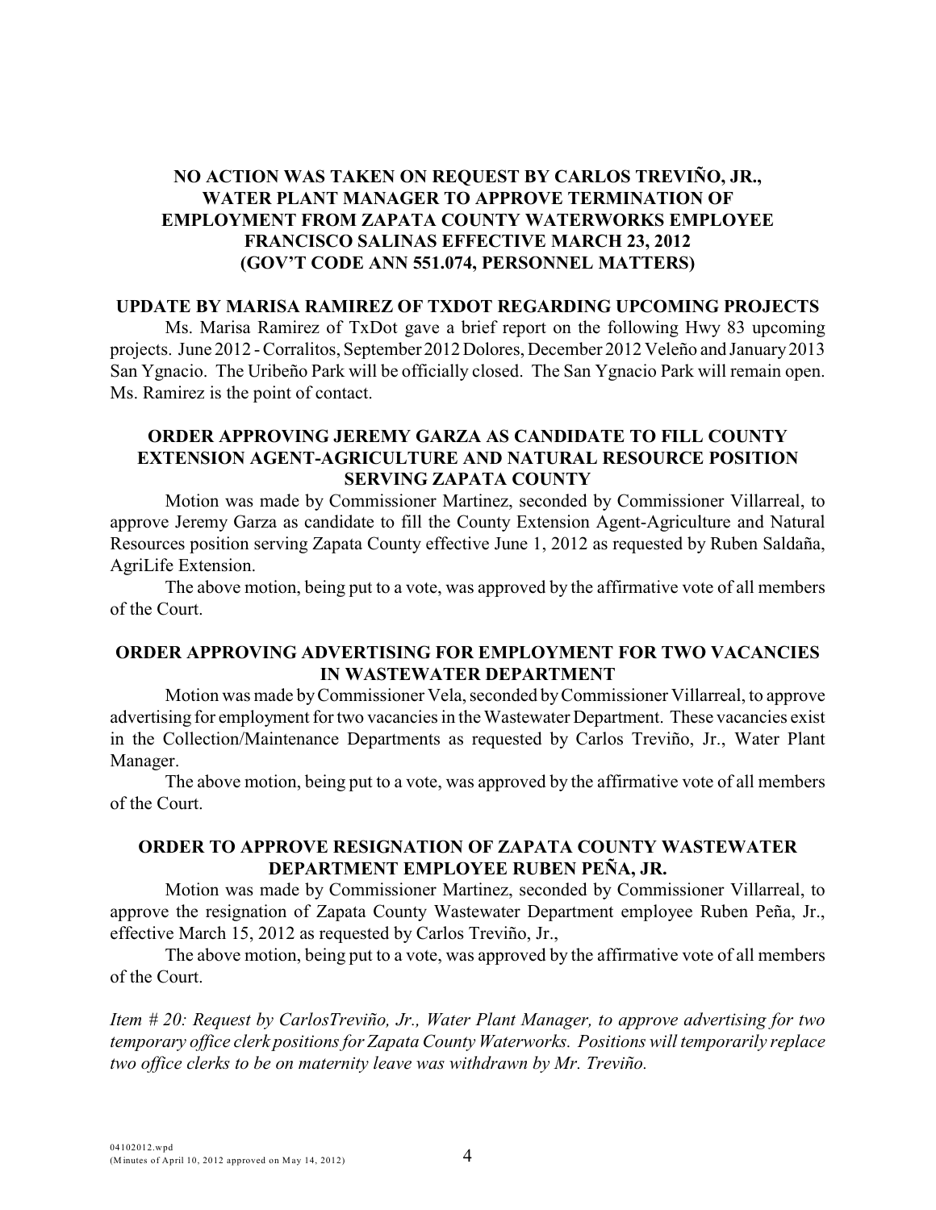**NO ACTION WAS TAKEN ON REQUEST BY CARLOS TREVIÑO, JR., WATER PLANT MANAGER TO APPROVE TERMINATION OF EMPLOYMENT FROM ZAPATA COUNTY WATERWORKS EMPLOYEE FRANCISCO SALINAS EFFECTIVE MARCH 23, 2012 (GOV'T CODE ANN 551.074, PERSONNEL MATTERS)**

**UPDATE BY MARISA RAMIREZ OF TXDOT REGARDING UPCOMING PROJECTS**

Ms. Marisa Ramirez of TxDot gave a brief report on the following Hwy 83 upcoming projects. June 2012 - Corralitos, September 2012 Dolores, December 2012 Veleño and January 2013 San Ygnacio. The Uribeño Park will be officially closed. The San Ygnacio Park will remain open. Ms. Ramirez is the point of contact.

**ORDER APPROVING JEREMY GARZA AS CANDIDATE TO FILL COUNTY EXTENSION AGENT-AGRICULTURE AND NATURAL RESOURCE POSITION SERVING ZAPATA COUNTY**

Motion was made by Commissioner Martinez, seconded by Commissioner Villarreal, to approve Jeremy Garza as candidate to fill the County Extension Agent-Agriculture and Natural Resources position serving Zapata County effective June 1, 2012 as requested by Ruben Saldaña, AgriLife Extension.

The above motion, being put to a vote, was approved by the affirmative vote of all members of the Court.

**ORDER APPROVING ADVERTISING FOR EMPLOYMENT FOR TWO VACANCIES IN WASTEWATER DEPARTMENT**

Motion was made by Commissioner Vela, seconded by Commissioner Villarreal, to approve advertising for employment for two vacancies in the Wastewater Department. These vacancies exist in the Collection/Maintenance Departments as requested by Carlos Treviño, Jr., Water Plant Manager.

The above motion, being put to a vote, was approved by the affirmative vote of all members of the Court.

**ORDER TO APPROVE RESIGNATION OF ZAPATA COUNTY WASTEWATER DEPARTMENT EMPLOYEE RUBEN PEÑA, JR.**

Motion was made by Commissioner Martinez, seconded by Commissioner Villarreal, to approve the resignation of Zapata County Wastewater Department employee Ruben Peña, Jr., effective March 15, 2012 as requested by Carlos Treviño, Jr.,

The above motion, being put to a vote, was approved by the affirmative vote of all members of the Court.

*Item # 20: Request by CarlosTreviño, Jr., Water Plant Manager, to approve advertising for two temporary office clerk positions for Zapata County Waterworks. Positions will temporarily replace two office clerks to be on maternity leave was withdrawn by Mr. Treviño.*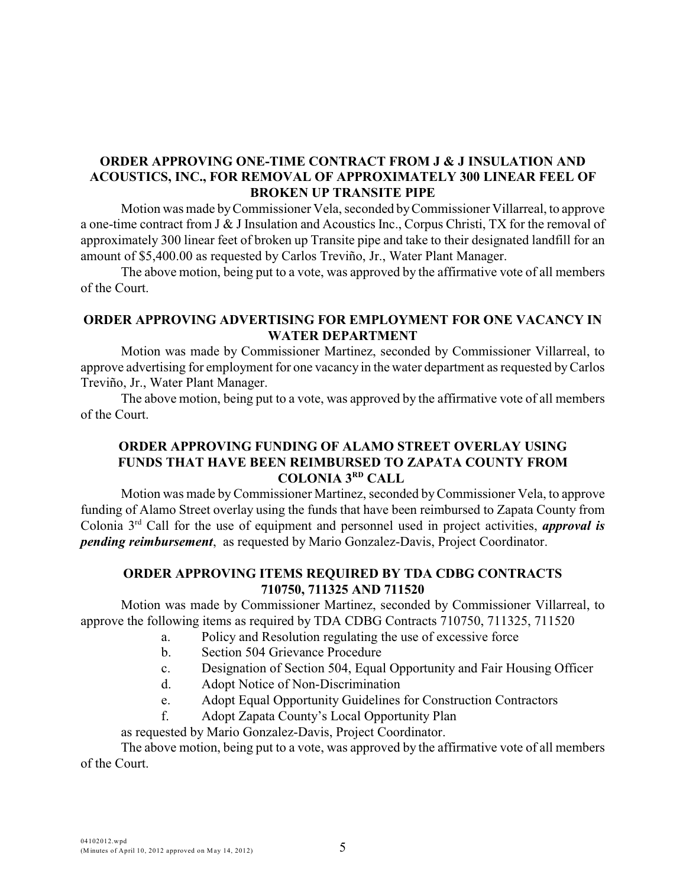**ORDER APPROVING ONE-TIME CONTRACT FROM J & J INSULATION AND ACOUSTICS, INC., FOR REMOVAL OF APPROXIMATELY 300 LINEAR FEEL OF BROKEN UP TRANSITE PIPE**

Motion was made by Commissioner Vela, seconded by Commissioner Villarreal, to approve a one-time contract from J & J Insulation and Acoustics Inc., Corpus Christi, TX for the removal of approximately 300 linear feet of broken up Transite pipe and take to their designated landfill for an amount of $5,400.00 as requested by Carlos Treviño, Jr., Water Plant Manager.

The above motion, being put to a vote, was approved by the affirmative vote of all members of the Court.

**ORDER APPROVING ADVERTISING FOR EMPLOYMENT FOR ONE VACANCY IN WATER DEPARTMENT**

Motion was made by Commissioner Martinez, seconded by Commissioner Villarreal, to approve advertising for employment for one vacancy in the water department as requested by Carlos Treviño, Jr., Water Plant Manager.

The above motion, being put to a vote, was approved by the affirmative vote of all members of the Court.

**ORDER APPROVING FUNDING OF ALAMO STREET OVERLAY USING FUNDS THAT HAVE BEEN REIMBURSED TO ZAPATA COUNTY FROM COLONIA 3RD CALL**

Motion was made by Commissioner Martinez, seconded by Commissioner Vela, to approve funding of Alamo Street overlay using the funds that have been reimbursed to Zapata County from Colonia 3rd Call for the use of equipment and personnel used in project activities, ***approval is pending reimbursement***, as requested by Mario Gonzalez-Davis, Project Coordinator.

**ORDER APPROVING ITEMS REQUIRED BY TDA CDBG CONTRACTS 710750, 711325 AND 711520**

Motion was made by Commissioner Martinez, seconded by Commissioner Villarreal, to approve the following items as required by TDA CDBG Contracts 710750, 711325, 711520

a. Policy and Resolution regulating the use of excessive force
b. Section 504 Grievance Procedure
c. Designation of Section 504, Equal Opportunity and Fair Housing Officer
d. Adopt Notice of Non-Discrimination
e. Adopt Equal Opportunity Guidelines for Construction Contractors
f. Adopt Zapata County's Local Opportunity Plan

as requested by Mario Gonzalez-Davis, Project Coordinator.

The above motion, being put to a vote, was approved by the affirmative vote of all members of the Court.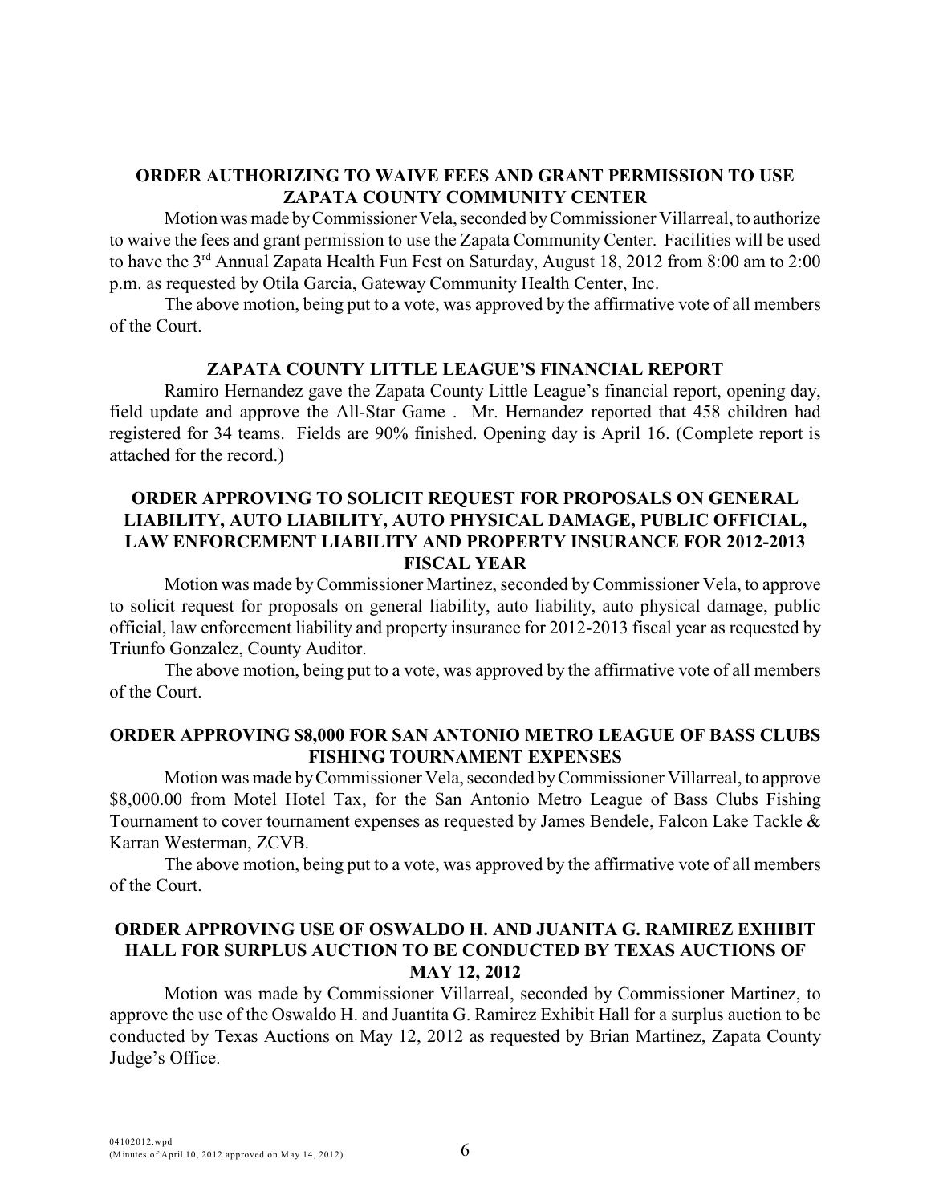### ORDER AUTHORIZING TO WAIVE FEES AND GRANT PERMISSION TO USE ZAPATA COUNTY COMMUNITY CENTER

Motion was made by Commissioner Vela, seconded by Commissioner Villarreal, to authorize to waive the fees and grant permission to use the Zapata Community Center. Facilities will be used to have the 3rd Annual Zapata Health Fun Fest on Saturday, August 18, 2012 from 8:00 am to 2:00 p.m. as requested by Otila Garcia, Gateway Community Health Center, Inc.

The above motion, being put to a vote, was approved by the affirmative vote of all members of the Court.

### ZAPATA COUNTY LITTLE LEAGUE'S FINANCIAL REPORT

Ramiro Hernandez gave the Zapata County Little League's financial report, opening day, field update and approve the All-Star Game . Mr. Hernandez reported that 458 children had registered for 34 teams. Fields are 90% finished. Opening day is April 16. (Complete report is attached for the record.)

### ORDER APPROVING TO SOLICIT REQUEST FOR PROPOSALS ON GENERAL LIABILITY, AUTO LIABILITY, AUTO PHYSICAL DAMAGE, PUBLIC OFFICIAL, LAW ENFORCEMENT LIABILITY AND PROPERTY INSURANCE FOR 2012-2013 FISCAL YEAR

Motion was made by Commissioner Martinez, seconded by Commissioner Vela, to approve to solicit request for proposals on general liability, auto liability, auto physical damage, public official, law enforcement liability and property insurance for 2012-2013 fiscal year as requested by Triunfo Gonzalez, County Auditor.

The above motion, being put to a vote, was approved by the affirmative vote of all members of the Court.

### ORDER APPROVING $8,000 FOR SAN ANTONIO METRO LEAGUE OF BASS CLUBS FISHING TOURNAMENT EXPENSES

Motion was made by Commissioner Vela, seconded by Commissioner Villarreal, to approve $8,000.00 from Motel Hotel Tax, for the San Antonio Metro League of Bass Clubs Fishing Tournament to cover tournament expenses as requested by James Bendele, Falcon Lake Tackle & Karran Westerman, ZCVB.

The above motion, being put to a vote, was approved by the affirmative vote of all members of the Court.

### ORDER APPROVING USE OF OSWALDO H. AND JUANITA G. RAMIREZ EXHIBIT HALL FOR SURPLUS AUCTION TO BE CONDUCTED BY TEXAS AUCTIONS OF MAY 12, 2012

Motion was made by Commissioner Villarreal, seconded by Commissioner Martinez, to approve the use of the Oswaldo H. and Juantita G. Ramirez Exhibit Hall for a surplus auction to be conducted by Texas Auctions on May 12, 2012 as requested by Brian Martinez, Zapata County Judge's Office.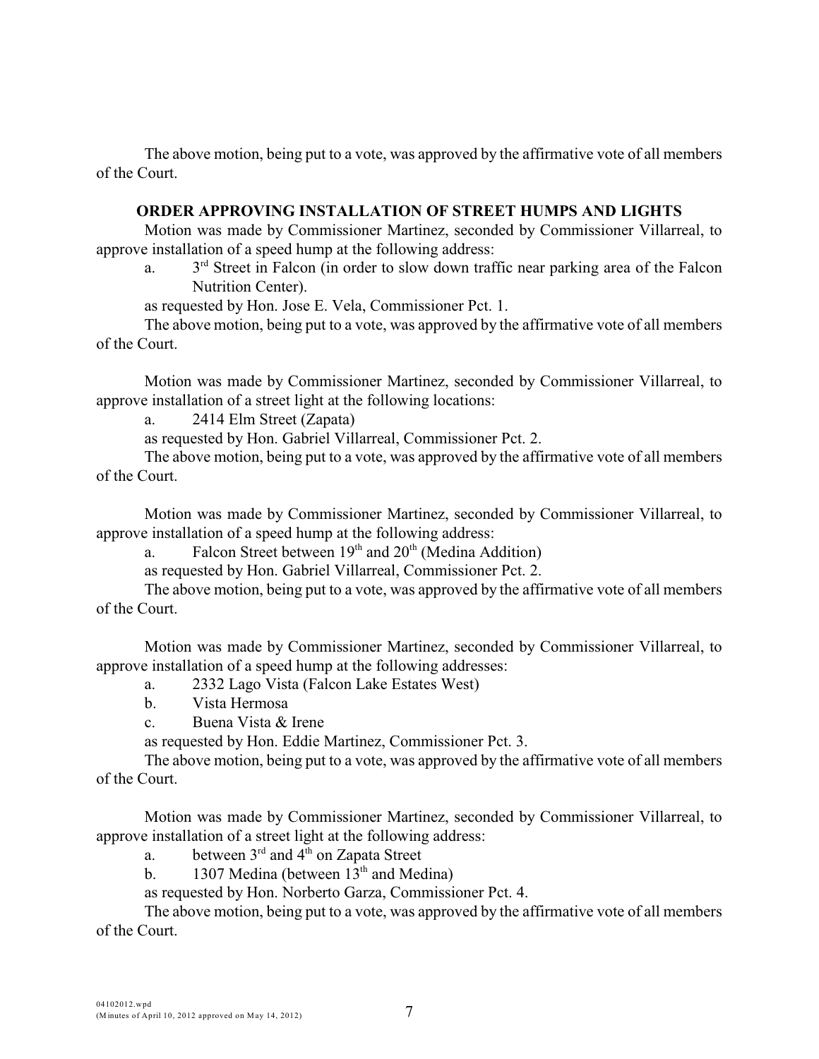The above motion, being put to a vote, was approved by the affirmative vote of all members of the Court.

**ORDER APPROVING INSTALLATION OF STREET HUMPS AND LIGHTS**

Motion was made by Commissioner Martinez, seconded by Commissioner Villarreal, to approve installation of a speed hump at the following address:

a. 3rd Street in Falcon (in order to slow down traffic near parking area of the Falcon Nutrition Center).

as requested by Hon. Jose E. Vela, Commissioner Pct. 1.

The above motion, being put to a vote, was approved by the affirmative vote of all members of the Court.

Motion was made by Commissioner Martinez, seconded by Commissioner Villarreal, to approve installation of a street light at the following locations:

a. 2414 Elm Street (Zapata)

as requested by Hon. Gabriel Villarreal, Commissioner Pct. 2.

The above motion, being put to a vote, was approved by the affirmative vote of all members of the Court.

Motion was made by Commissioner Martinez, seconded by Commissioner Villarreal, to approve installation of a speed hump at the following address:

a. Falcon Street between 19th and 20th (Medina Addition)

as requested by Hon. Gabriel Villarreal, Commissioner Pct. 2.

The above motion, being put to a vote, was approved by the affirmative vote of all members of the Court.

Motion was made by Commissioner Martinez, seconded by Commissioner Villarreal, to approve installation of a speed hump at the following addresses:

a. 2332 Lago Vista (Falcon Lake Estates West)

b. Vista Hermosa

c. Buena Vista & Irene

as requested by Hon. Eddie Martinez, Commissioner Pct. 3.

The above motion, being put to a vote, was approved by the affirmative vote of all members of the Court.

Motion was made by Commissioner Martinez, seconded by Commissioner Villarreal, to approve installation of a street light at the following address:

a. between 3rd and 4th on Zapata Street

b. 1307 Medina (between 13th and Medina)

as requested by Hon. Norberto Garza, Commissioner Pct. 4.

The above motion, being put to a vote, was approved by the affirmative vote of all members of the Court.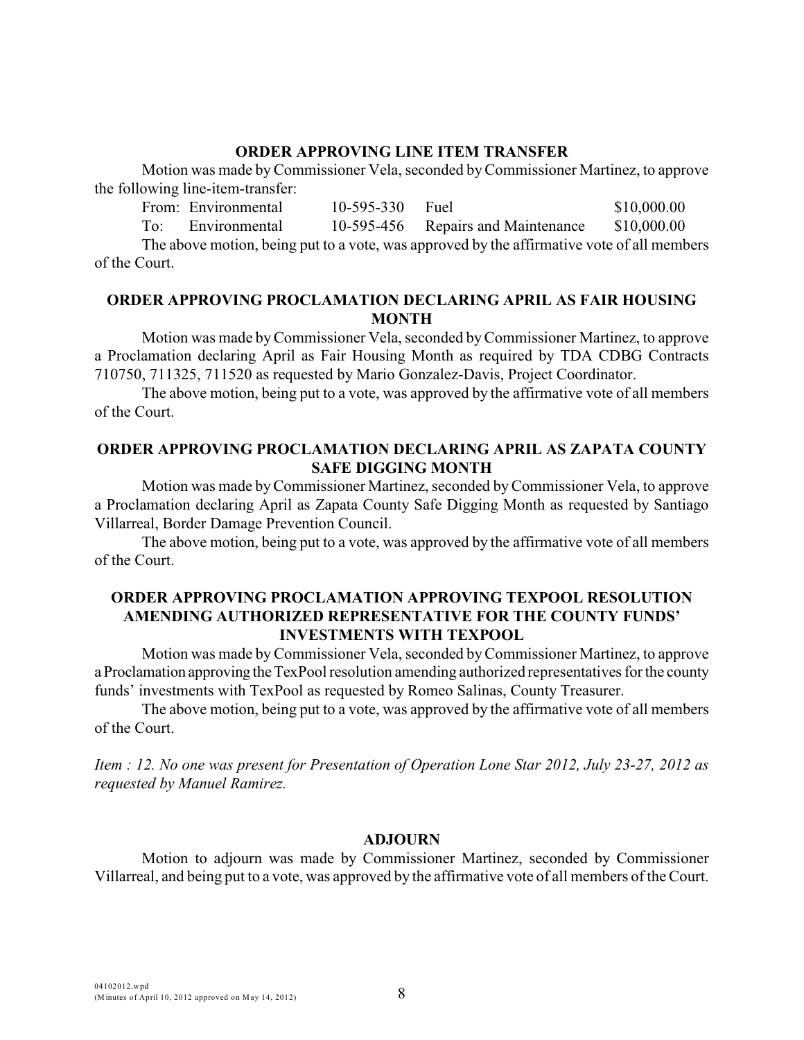### ORDER APPROVING LINE ITEM TRANSFER

Motion was made by Commissioner Vela, seconded by Commissioner Martinez, to approve the following line-item-transfer:

| | | | | |
|---|---|---|---|---|
| From: | Environmental | 10-595-330 | Fuel | $10,000.00 |
| To: | Environmental | 10-595-456 | Repairs and Maintenance | $10,000.00 |

The above motion, being put to a vote, was approved by the affirmative vote of all members of the Court.

### ORDER APPROVING PROCLAMATION DECLARING APRIL AS FAIR HOUSING MONTH

Motion was made by Commissioner Vela, seconded by Commissioner Martinez, to approve a Proclamation declaring April as Fair Housing Month as required by TDA CDBG Contracts 710750, 711325, 711520 as requested by Mario Gonzalez-Davis, Project Coordinator.

The above motion, being put to a vote, was approved by the affirmative vote of all members of the Court.

### ORDER APPROVING PROCLAMATION DECLARING APRIL AS ZAPATA COUNTY SAFE DIGGING MONTH

Motion was made by Commissioner Martinez, seconded by Commissioner Vela, to approve a Proclamation declaring April as Zapata County Safe Digging Month as requested by Santiago Villarreal, Border Damage Prevention Council.

The above motion, being put to a vote, was approved by the affirmative vote of all members of the Court.

### ORDER APPROVING PROCLAMATION APPROVING TEXPOOL RESOLUTION AMENDING AUTHORIZED REPRESENTATIVE FOR THE COUNTY FUNDS' INVESTMENTS WITH TEXPOOL

Motion was made by Commissioner Vela, seconded by Commissioner Martinez, to approve a Proclamation approving the TexPool resolution amending authorized representatives for the county funds' investments with TexPool as requested by Romeo Salinas, County Treasurer.

The above motion, being put to a vote, was approved by the affirmative vote of all members of the Court.

*Item : 12. No one was present for Presentation of Operation Lone Star 2012, July 23-27, 2012 as requested by Manuel Ramirez.*

### ADJOURN

Motion to adjourn was made by Commissioner Martinez, seconded by Commissioner Villarreal, and being put to a vote, was approved by the affirmative vote of all members of the Court.

04102012.wpd
(Minutes of April 10, 2012 approved on May 14, 2012)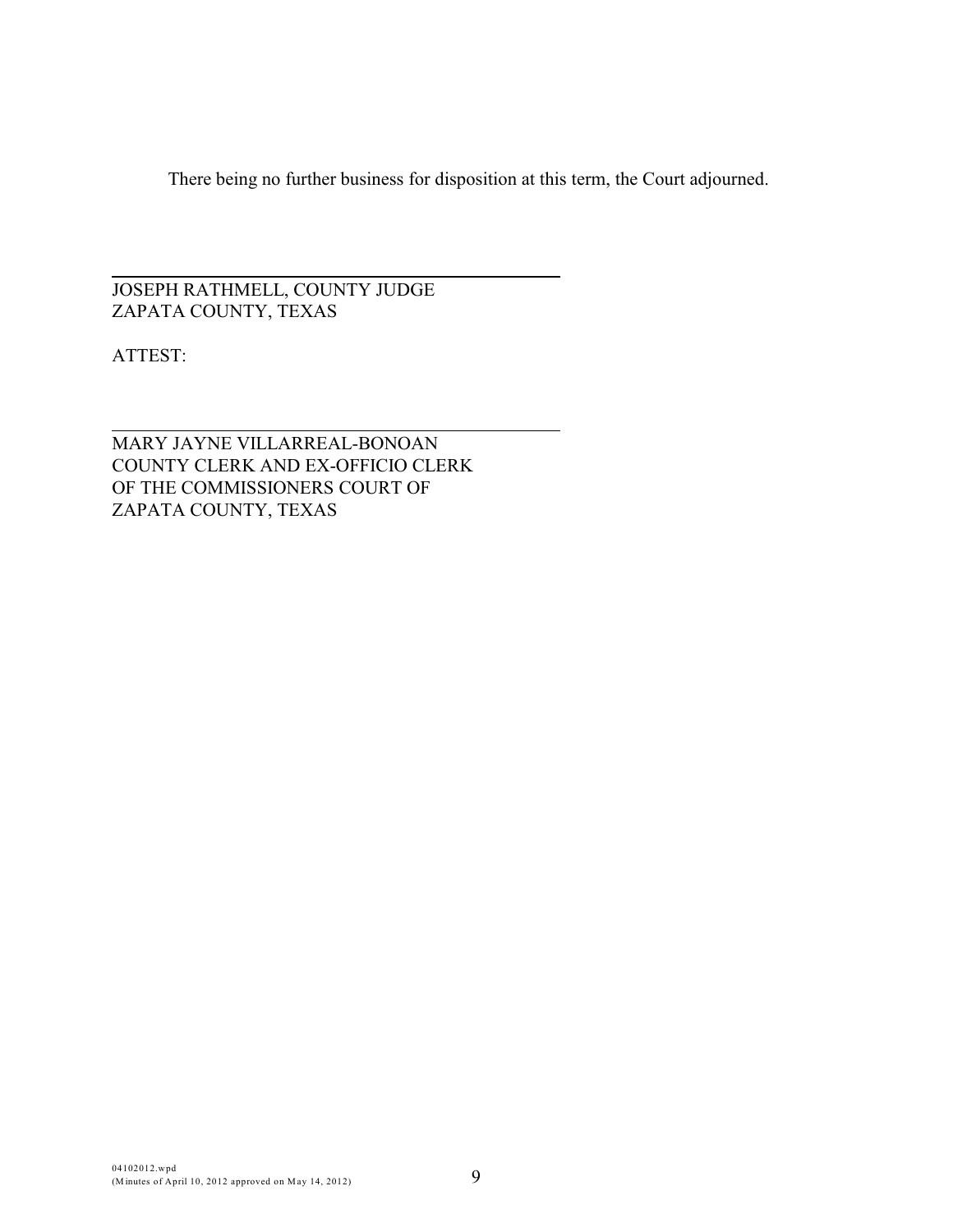There being no further business for disposition at this term, the Court adjourned.

JOSEPH RATHMELL, COUNTY JUDGE
ZAPATA COUNTY, TEXAS

ATTEST:

MARY JAYNE VILLARREAL-BONOAN
COUNTY CLERK AND EX-OFFICIO CLERK
OF THE COMMISSIONERS COURT OF
ZAPATA COUNTY, TEXAS